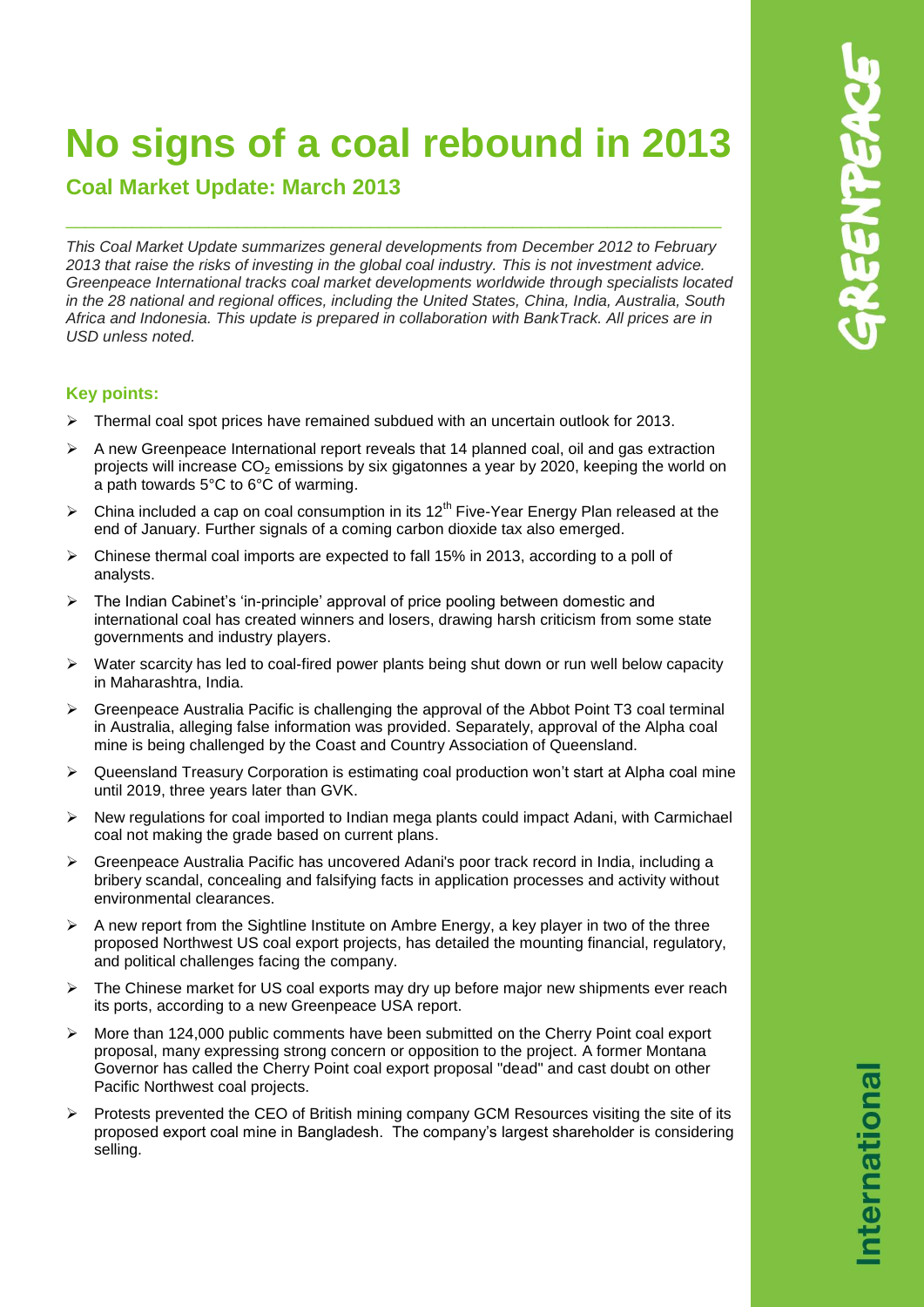# No signs of a coal rebound in 2013

## Coal Market Update: March 2013

*This Coal Market Update summarizes general developments from December 2012 to February 2013 that raise the risks of investing in the global coal industry. This is not investment advice. Greenpeace International tracks coal market developments worldwide through specialists located in the 28 national and regional offices, including the United States, China, India, Australia, South Africa and Indonesia. This update is prepared in collaboration with BankTrack. All prices are in USD unless noted.*

### Key points:

- Thermal coal spot prices have remained subdued with an uncertain outlook for 2013.
- A new Greenpeace International report reveals that 14 planned coal, oil and gas extraction projects will increase $CO_2$ emissions by six gigatonnes a year by 2020, keeping the world on a path towards 5°C to 6°C of warming.
- China included a cap on coal consumption in its 12th Five-Year Energy Plan released at the end of January. Further signals of a coming carbon dioxide tax also emerged.
- Chinese thermal coal imports are expected to fall 15% in 2013, according to a poll of analysts.
- The Indian Cabinet's 'in-principle' approval of price pooling between domestic and international coal has created winners and losers, drawing harsh criticism from some state governments and industry players.
- Water scarcity has led to coal-fired power plants being shut down or run well below capacity in Maharashtra, India.
- Greenpeace Australia Pacific is challenging the approval of the Abbot Point T3 coal terminal in Australia, alleging false information was provided. Separately, approval of the Alpha coal mine is being challenged by the Coast and Country Association of Queensland.
- Queensland Treasury Corporation is estimating coal production won't start at Alpha coal mine until 2019, three years later than GVK.
- New regulations for coal imported to Indian mega plants could impact Adani, with Carmichael coal not making the grade based on current plans.
- Greenpeace Australia Pacific has uncovered Adani's poor track record in India, including a bribery scandal, concealing and falsifying facts in application processes and activity without environmental clearances.
- A new report from the Sightline Institute on Ambre Energy, a key player in two of the three proposed Northwest US coal export projects, has detailed the mounting financial, regulatory, and political challenges facing the company.
- The Chinese market for US coal exports may dry up before major new shipments ever reach its ports, according to a new Greenpeace USA report.
- More than 124,000 public comments have been submitted on the Cherry Point coal export proposal, many expressing strong concern or opposition to the project. A former Montana Governor has called the Cherry Point coal export proposal "dead" and cast doubt on other Pacific Northwest coal projects.
- Protests prevented the CEO of British mining company GCM Resources visiting the site of its proposed export coal mine in Bangladesh. The company's largest shareholder is considering selling.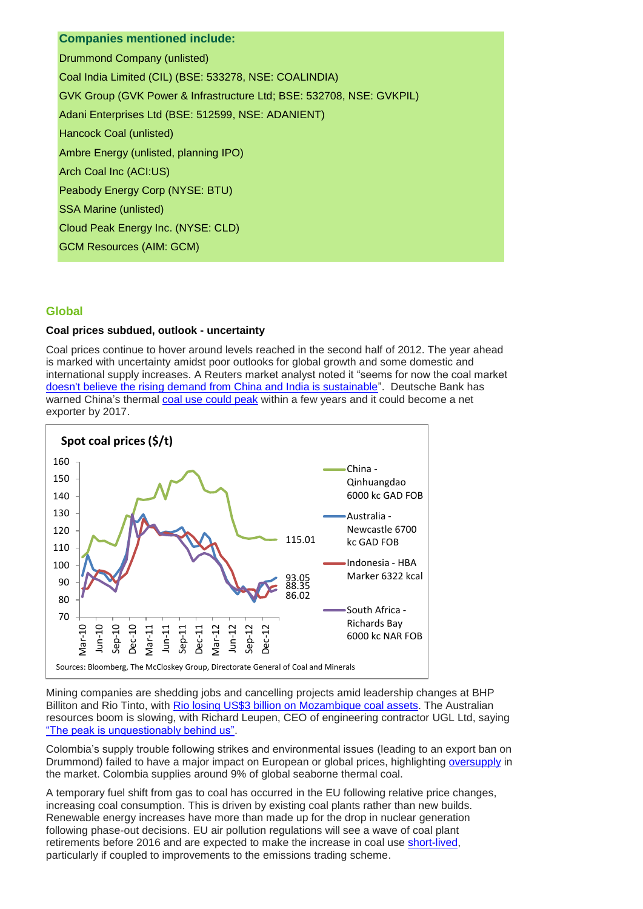**Companies mentioned include:**

Drummond Company (unlisted)

Coal India Limited (CIL) (BSE: 533278, NSE: COALINDIA)

GVK Group (GVK Power & Infrastructure Ltd; BSE: 532708, NSE: GVKPIL)

Adani Enterprises Ltd (BSE: 512599, NSE: ADANIENT)

Hancock Coal (unlisted)

Ambre Energy (unlisted, planning IPO)

Arch Coal Inc (ACI:US)

Peabody Energy Corp (NYSE: BTU)

SSA Marine (unlisted)

Cloud Peak Energy Inc. (NYSE: CLD)

GCM Resources (AIM: GCM)

## Global

**Coal prices subdued, outlook - uncertainty**

Coal prices continue to hover around levels reached in the second half of 2012. The year ahead is marked with uncertainty amidst poor outlooks for global growth and some domestic and international supply increases. A Reuters market analyst noted it "seems for now the coal market doesn't believe the rising demand from China and India is sustainable". Deutsche Bank has warned China's thermal coal use could peak within a few years and it could become a net exporter by 2017.

**Spot coal prices ($/t)**

Legend: China - Qinhuangdao 6000 kc GAD FOB (115.01); Australia - Newcastle 6700 kc GAD FOB (93.05); Indonesia - HBA Marker 6322 kcal (88.35); South Africa - Richards Bay 6000 kc NAR FOB (86.02)

Sources: Bloomberg, The McCloskey Group, Directorate General of Coal and Minerals

Mining companies are shedding jobs and cancelling projects amid leadership changes at BHP Billiton and Rio Tinto, with Rio losing US$3 billion on Mozambique coal assets. The Australian resources boom is slowing, with Richard Leupen, CEO of engineering contractor UGL Ltd, saying "The peak is unquestionably behind us".

Colombia's supply trouble following strikes and environmental issues (leading to an export ban on Drummond) failed to have a major impact on European or global prices, highlighting oversupply in the market. Colombia supplies around 9% of global seaborne thermal coal.

A temporary fuel shift from gas to coal has occurred in the EU following relative price changes, increasing coal consumption. This is driven by existing coal plants rather than new builds. Renewable energy increases have more than made up for the drop in nuclear generation following phase-out decisions. EU air pollution regulations will see a wave of coal plant retirements before 2016 and are expected to make the increase in coal use short-lived, particularly if coupled to improvements to the emissions trading scheme.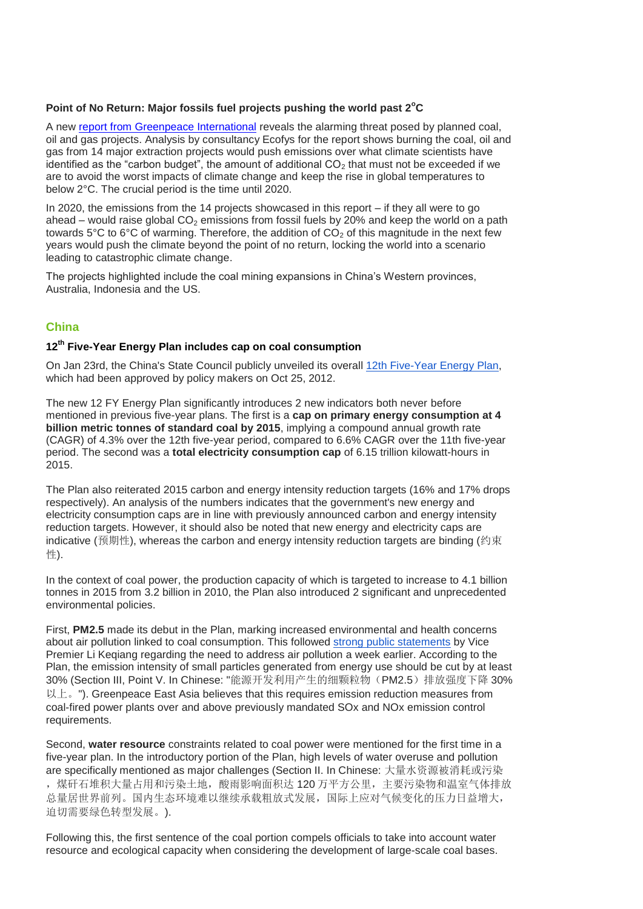### Point of No Return: Major fossils fuel projects pushing the world past 2°C

A new report from Greenpeace International reveals the alarming threat posed by planned coal, oil and gas projects. Analysis by consultancy Ecofys for the report shows burning the coal, oil and gas from 14 major extraction projects would push emissions over what climate scientists have identified as the "carbon budget", the amount of additional $CO_2$ that must not be exceeded if we are to avoid the worst impacts of climate change and keep the rise in global temperatures to below 2°C. The crucial period is the time until 2020.

In 2020, the emissions from the 14 projects showcased in this report – if they all were to go ahead – would raise global $CO_2$ emissions from fossil fuels by 20% and keep the world on a path towards 5°C to 6°C of warming. Therefore, the addition of $CO_2$ of this magnitude in the next few years would push the climate beyond the point of no return, locking the world into a scenario leading to catastrophic climate change.

The projects highlighted include the coal mining expansions in China's Western provinces, Australia, Indonesia and the US.

## China

### 12th Five-Year Energy Plan includes cap on coal consumption

On Jan 23rd, the China's State Council publicly unveiled its overall 12th Five-Year Energy Plan, which had been approved by policy makers on Oct 25, 2012.

The new 12 FY Energy Plan significantly introduces 2 new indicators both never before mentioned in previous five-year plans. The first is a **cap on primary energy consumption at 4 billion metric tonnes of standard coal by 2015**, implying a compound annual growth rate (CAGR) of 4.3% over the 12th five-year period, compared to 6.6% CAGR over the 11th five-year period. The second was a **total electricity consumption cap** of 6.15 trillion kilowatt-hours in 2015.

The Plan also reiterated 2015 carbon and energy intensity reduction targets (16% and 17% drops respectively). An analysis of the numbers indicates that the government's new energy and electricity consumption caps are in line with previously announced carbon and energy intensity reduction targets. However, it should also be noted that new energy and electricity caps are indicative (预期性), whereas the carbon and energy intensity reduction targets are binding (约束性).

In the context of coal power, the production capacity of which is targeted to increase to 4.1 billion tonnes in 2015 from 3.2 billion in 2010, the Plan also introduced 2 significant and unprecedented environmental policies.

First, **PM2.5** made its debut in the Plan, marking increased environmental and health concerns about air pollution linked to coal consumption. This followed strong public statements by Vice Premier Li Keqiang regarding the need to address air pollution a week earlier. According to the Plan, the emission intensity of small particles generated from energy use should be cut by at least 30% (Section III, Point V. In Chinese: "能源开发利用产生的细颗粒物（PM2.5）排放强度下降 30%以上。"). Greenpeace East Asia believes that this requires emission reduction measures from coal-fired power plants over and above previously mandated SOx and NOx emission control requirements.

Second, **water resource** constraints related to coal power were mentioned for the first time in a five-year plan. In the introductory portion of the Plan, high levels of water overuse and pollution are specifically mentioned as major challenges (Section II. In Chinese: 大量水资源被消耗或污染，煤矸石堆积大量占用和污染土地，酸雨影响面积达 120 万平方公里，主要污染物和温室气体排放总量居世界前列。国内生态环境难以继续承载粗放式发展，国际上应对气候变化的压力日益增大，迫切需要绿色转型发展。).

Following this, the first sentence of the coal portion compels officials to take into account water resource and ecological capacity when considering the development of large-scale coal bases.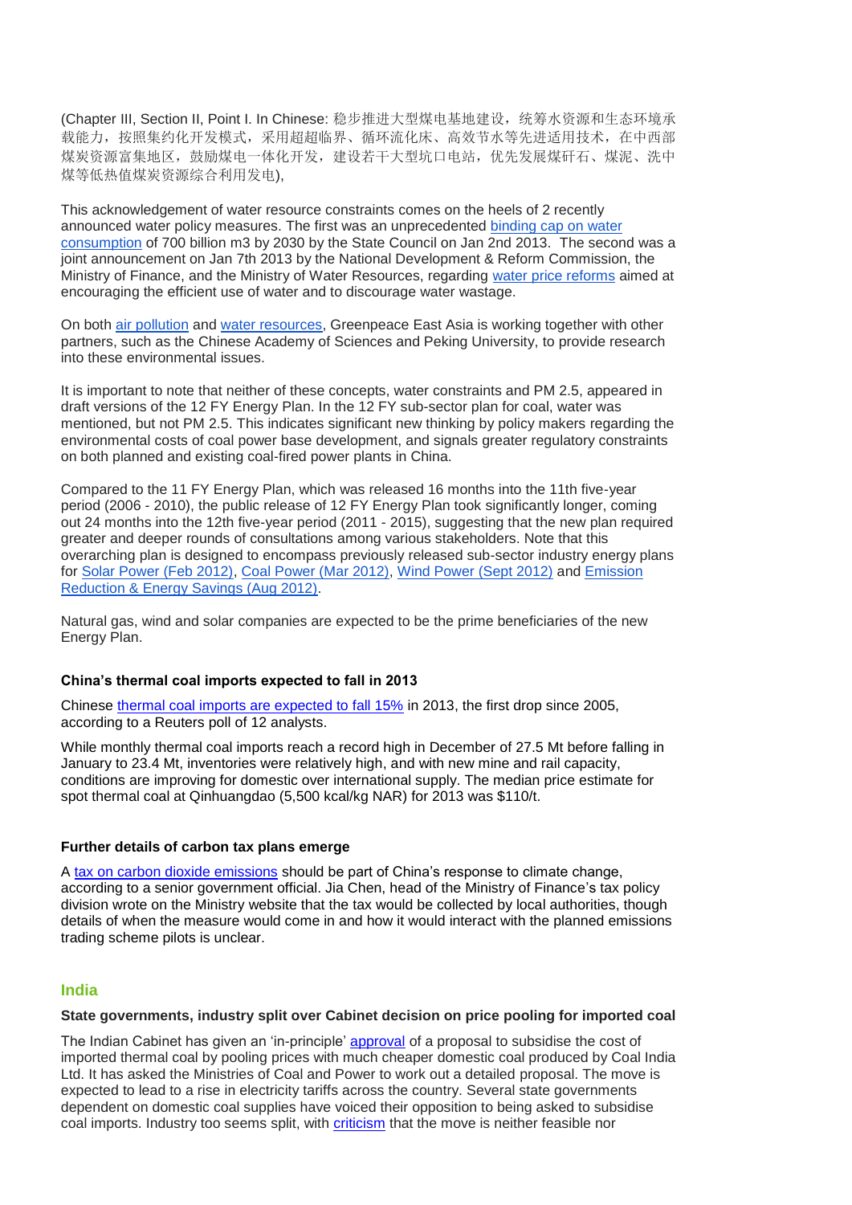(Chapter III, Section II, Point I. In Chinese: 稳步推进大型煤电基地建设，统筹水资源和生态环境承载能力，按照集约化开发模式，采用超超临界、循环流化床、高效节水等先进适用技术，在中西部煤炭资源富集地区，鼓励煤电一体化开发，建设若干大型坑口电站，优先发展煤矸石、煤泥、洗中煤等低热值煤炭资源综合利用发电),

This acknowledgement of water resource constraints comes on the heels of 2 recently announced water policy measures. The first was an unprecedented binding cap on water consumption of 700 billion m3 by 2030 by the State Council on Jan 2nd 2013. The second was a joint announcement on Jan 7th 2013 by the National Development & Reform Commission, the Ministry of Finance, and the Ministry of Water Resources, regarding water price reforms aimed at encouraging the efficient use of water and to discourage water wastage.

On both air pollution and water resources, Greenpeace East Asia is working together with other partners, such as the Chinese Academy of Sciences and Peking University, to provide research into these environmental issues.

It is important to note that neither of these concepts, water constraints and PM 2.5, appeared in draft versions of the 12 FY Energy Plan. In the 12 FY sub-sector plan for coal, water was mentioned, but not PM 2.5. This indicates significant new thinking by policy makers regarding the environmental costs of coal power base development, and signals greater regulatory constraints on both planned and existing coal-fired power plants in China.

Compared to the 11 FY Energy Plan, which was released 16 months into the 11th five-year period (2006 - 2010), the public release of 12 FY Energy Plan took significantly longer, coming out 24 months into the 12th five-year period (2011 - 2015), suggesting that the new plan required greater and deeper rounds of consultations among various stakeholders. Note that this overarching plan is designed to encompass previously released sub-sector industry energy plans for Solar Power (Feb 2012), Coal Power (Mar 2012), Wind Power (Sept 2012) and Emission Reduction & Energy Savings (Aug 2012).

Natural gas, wind and solar companies are expected to be the prime beneficiaries of the new Energy Plan.

### China's thermal coal imports expected to fall in 2013

Chinese thermal coal imports are expected to fall 15% in 2013, the first drop since 2005, according to a Reuters poll of 12 analysts.

While monthly thermal coal imports reach a record high in December of 27.5 Mt before falling in January to 23.4 Mt, inventories were relatively high, and with new mine and rail capacity, conditions are improving for domestic over international supply. The median price estimate for spot thermal coal at Qinhuangdao (5,500 kcal/kg NAR) for 2013 was $110/t.

### Further details of carbon tax plans emerge

A tax on carbon dioxide emissions should be part of China's response to climate change, according to a senior government official. Jia Chen, head of the Ministry of Finance's tax policy division wrote on the Ministry website that the tax would be collected by local authorities, though details of when the measure would come in and how it would interact with the planned emissions trading scheme pilots is unclear.

## India

### State governments, industry split over Cabinet decision on price pooling for imported coal

The Indian Cabinet has given an 'in-principle' approval of a proposal to subsidise the cost of imported thermal coal by pooling prices with much cheaper domestic coal produced by Coal India Ltd. It has asked the Ministries of Coal and Power to work out a detailed proposal. The move is expected to lead to a rise in electricity tariffs across the country. Several state governments dependent on domestic coal supplies have voiced their opposition to being asked to subsidise coal imports. Industry too seems split, with criticism that the move is neither feasible nor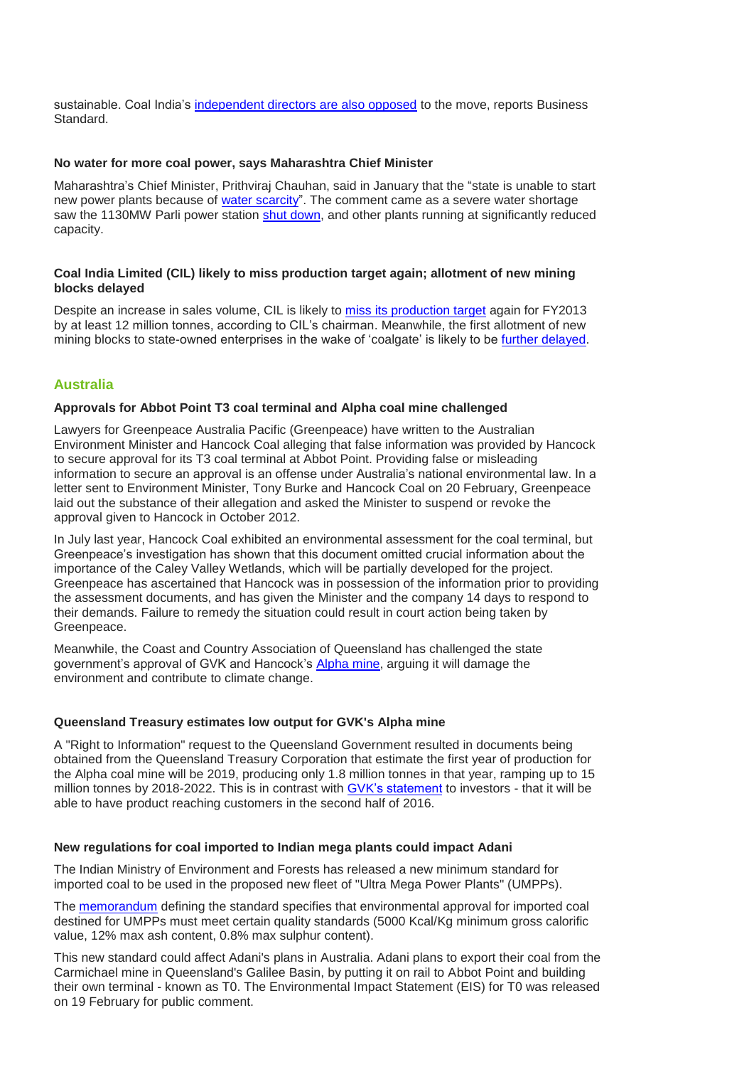sustainable. Coal India's independent directors are also opposed to the move, reports Business Standard.

**No water for more coal power, says Maharashtra Chief Minister**

Maharashtra's Chief Minister, Prithviraj Chauhan, said in January that the "state is unable to start new power plants because of water scarcity". The comment came as a severe water shortage saw the 1130MW Parli power station shut down, and other plants running at significantly reduced capacity.

**Coal India Limited (CIL) likely to miss production target again; allotment of new mining blocks delayed**

Despite an increase in sales volume, CIL is likely to miss its production target again for FY2013 by at least 12 million tonnes, according to CIL's chairman. Meanwhile, the first allotment of new mining blocks to state-owned enterprises in the wake of 'coalgate' is likely to be further delayed.

## Australia

**Approvals for Abbot Point T3 coal terminal and Alpha coal mine challenged**

Lawyers for Greenpeace Australia Pacific (Greenpeace) have written to the Australian Environment Minister and Hancock Coal alleging that false information was provided by Hancock to secure approval for its T3 coal terminal at Abbot Point. Providing false or misleading information to secure an approval is an offense under Australia's national environmental law. In a letter sent to Environment Minister, Tony Burke and Hancock Coal on 20 February, Greenpeace laid out the substance of their allegation and asked the Minister to suspend or revoke the approval given to Hancock in October 2012.

In July last year, Hancock Coal exhibited an environmental assessment for the coal terminal, but Greenpeace's investigation has shown that this document omitted crucial information about the importance of the Caley Valley Wetlands, which will be partially developed for the project. Greenpeace has ascertained that Hancock was in possession of the information prior to providing the assessment documents, and has given the Minister and the company 14 days to respond to their demands. Failure to remedy the situation could result in court action being taken by Greenpeace.

Meanwhile, the Coast and Country Association of Queensland has challenged the state government's approval of GVK and Hancock's Alpha mine, arguing it will damage the environment and contribute to climate change.

**Queensland Treasury estimates low output for GVK's Alpha mine**

A "Right to Information" request to the Queensland Government resulted in documents being obtained from the Queensland Treasury Corporation that estimate the first year of production for the Alpha coal mine will be 2019, producing only 1.8 million tonnes in that year, ramping up to 15 million tonnes by 2018-2022. This is in contrast with GVK's statement to investors - that it will be able to have product reaching customers in the second half of 2016.

**New regulations for coal imported to Indian mega plants could impact Adani**

The Indian Ministry of Environment and Forests has released a new minimum standard for imported coal to be used in the proposed new fleet of "Ultra Mega Power Plants" (UMPPs).

The memorandum defining the standard specifies that environmental approval for imported coal destined for UMPPs must meet certain quality standards (5000 Kcal/Kg minimum gross calorific value, 12% max ash content, 0.8% max sulphur content).

This new standard could affect Adani's plans in Australia. Adani plans to export their coal from the Carmichael mine in Queensland's Galilee Basin, by putting it on rail to Abbot Point and building their own terminal - known as T0. The Environmental Impact Statement (EIS) for T0 was released on 19 February for public comment.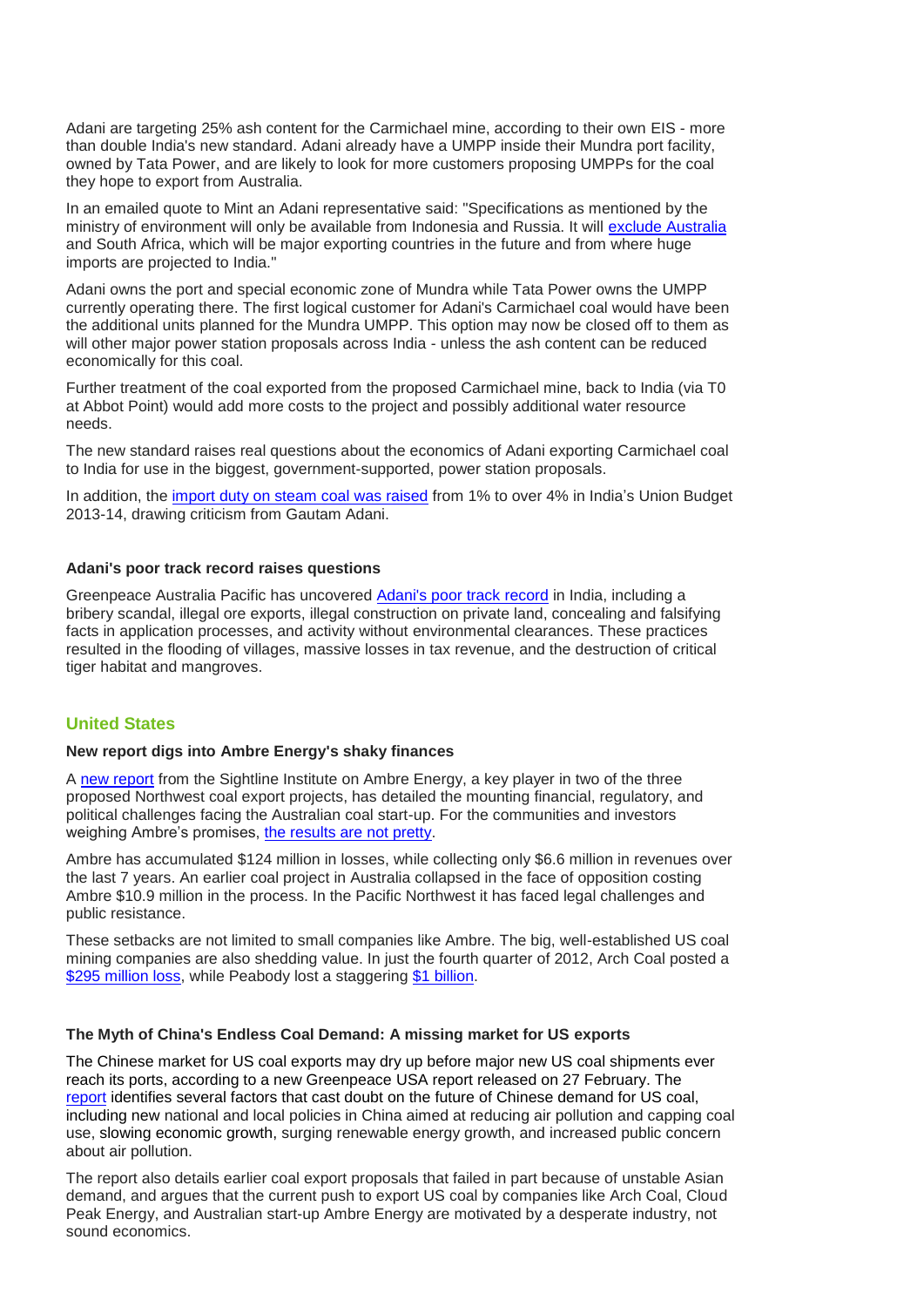Adani are targeting 25% ash content for the Carmichael mine, according to their own EIS - more than double India's new standard. Adani already have a UMPP inside their Mundra port facility, owned by Tata Power, and are likely to look for more customers proposing UMPPs for the coal they hope to export from Australia.

In an emailed quote to Mint an Adani representative said: "Specifications as mentioned by the ministry of environment will only be available from Indonesia and Russia. It will exclude Australia and South Africa, which will be major exporting countries in the future and from where huge imports are projected to India."

Adani owns the port and special economic zone of Mundra while Tata Power owns the UMPP currently operating there. The first logical customer for Adani's Carmichael coal would have been the additional units planned for the Mundra UMPP. This option may now be closed off to them as will other major power station proposals across India - unless the ash content can be reduced economically for this coal.

Further treatment of the coal exported from the proposed Carmichael mine, back to India (via T0 at Abbot Point) would add more costs to the project and possibly additional water resource needs.

The new standard raises real questions about the economics of Adani exporting Carmichael coal to India for use in the biggest, government-supported, power station proposals.

In addition, the import duty on steam coal was raised from 1% to over 4% in India's Union Budget 2013-14, drawing criticism from Gautam Adani.

### Adani's poor track record raises questions

Greenpeace Australia Pacific has uncovered Adani's poor track record in India, including a bribery scandal, illegal ore exports, illegal construction on private land, concealing and falsifying facts in application processes, and activity without environmental clearances. These practices resulted in the flooding of villages, massive losses in tax revenue, and the destruction of critical tiger habitat and mangroves.

## United States

### New report digs into Ambre Energy's shaky finances

A new report from the Sightline Institute on Ambre Energy, a key player in two of the three proposed Northwest coal export projects, has detailed the mounting financial, regulatory, and political challenges facing the Australian coal start-up. For the communities and investors weighing Ambre's promises, the results are not pretty.

Ambre has accumulated $124 million in losses, while collecting only $6.6 million in revenues over the last 7 years. An earlier coal project in Australia collapsed in the face of opposition costing Ambre $10.9 million in the process. In the Pacific Northwest it has faced legal challenges and public resistance.

These setbacks are not limited to small companies like Ambre. The big, well-established US coal mining companies are also shedding value. In just the fourth quarter of 2012, Arch Coal posted a $295 million loss, while Peabody lost a staggering $1 billion.

### The Myth of China's Endless Coal Demand: A missing market for US exports

The Chinese market for US coal exports may dry up before major new US coal shipments ever reach its ports, according to a new Greenpeace USA report released on 27 February. The report identifies several factors that cast doubt on the future of Chinese demand for US coal, including new national and local policies in China aimed at reducing air pollution and capping coal use, slowing economic growth, surging renewable energy growth, and increased public concern about air pollution.

The report also details earlier coal export proposals that failed in part because of unstable Asian demand, and argues that the current push to export US coal by companies like Arch Coal, Cloud Peak Energy, and Australian start-up Ambre Energy are motivated by a desperate industry, not sound economics.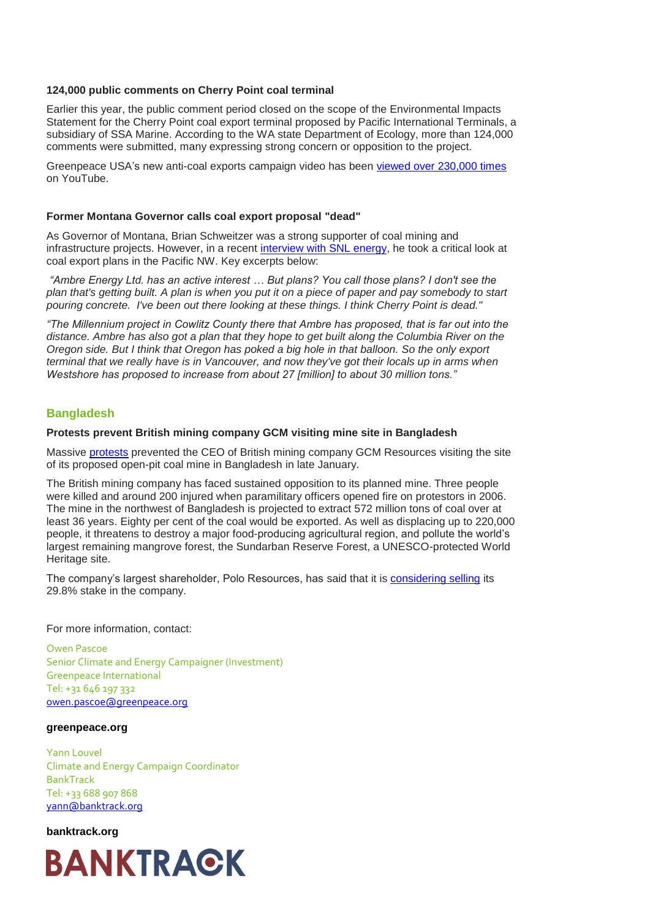**124,000 public comments on Cherry Point coal terminal**

Earlier this year, the public comment period closed on the scope of the Environmental Impacts Statement for the Cherry Point coal export terminal proposed by Pacific International Terminals, a subsidiary of SSA Marine. According to the WA state Department of Ecology, more than 124,000 comments were submitted, many expressing strong concern or opposition to the project.

Greenpeace USA's new anti-coal exports campaign video has been viewed over 230,000 times on YouTube.

**Former Montana Governor calls coal export proposal "dead"**

As Governor of Montana, Brian Schweitzer was a strong supporter of coal mining and infrastructure projects. However, in a recent interview with SNL energy, he took a critical look at coal export plans in the Pacific NW. Key excerpts below:

*"Ambre Energy Ltd. has an active interest … But plans? You call those plans? I don't see the plan that's getting built. A plan is when you put it on a piece of paper and pay somebody to start pouring concrete. I've been out there looking at these things. I think Cherry Point is dead."*

*"The Millennium project in Cowlitz County there that Ambre has proposed, that is far out into the distance. Ambre has also got a plan that they hope to get built along the Columbia River on the Oregon side. But I think that Oregon has poked a big hole in that balloon. So the only export terminal that we really have is in Vancouver, and now they've got their locals up in arms when Westshore has proposed to increase from about 27 [million] to about 30 million tons."*

## Bangladesh

**Protests prevent British mining company GCM visiting mine site in Bangladesh**

Massive protests prevented the CEO of British mining company GCM Resources visiting the site of its proposed open-pit coal mine in Bangladesh in late January.

The British mining company has faced sustained opposition to its planned mine. Three people were killed and around 200 injured when paramilitary officers opened fire on protestors in 2006. The mine in the northwest of Bangladesh is projected to extract 572 million tons of coal over at least 36 years. Eighty per cent of the coal would be exported. As well as displacing up to 220,000 people, it threatens to destroy a major food-producing agricultural region, and pollute the world's largest remaining mangrove forest, the Sundarban Reserve Forest, a UNESCO-protected World Heritage site.

The company's largest shareholder, Polo Resources, has said that it is considering selling its 29.8% stake in the company.

For more information, contact:

Owen Pascoe
Senior Climate and Energy Campaigner (Investment)
Greenpeace International
Tel: +31 646 197 332
owen.pascoe@greenpeace.org

**greenpeace.org**

Yann Louvel
Climate and Energy Campaign Coordinator
BankTrack
Tel: +33 688 907 868
yann@banktrack.org

**banktrack.org**

BANKTRACK